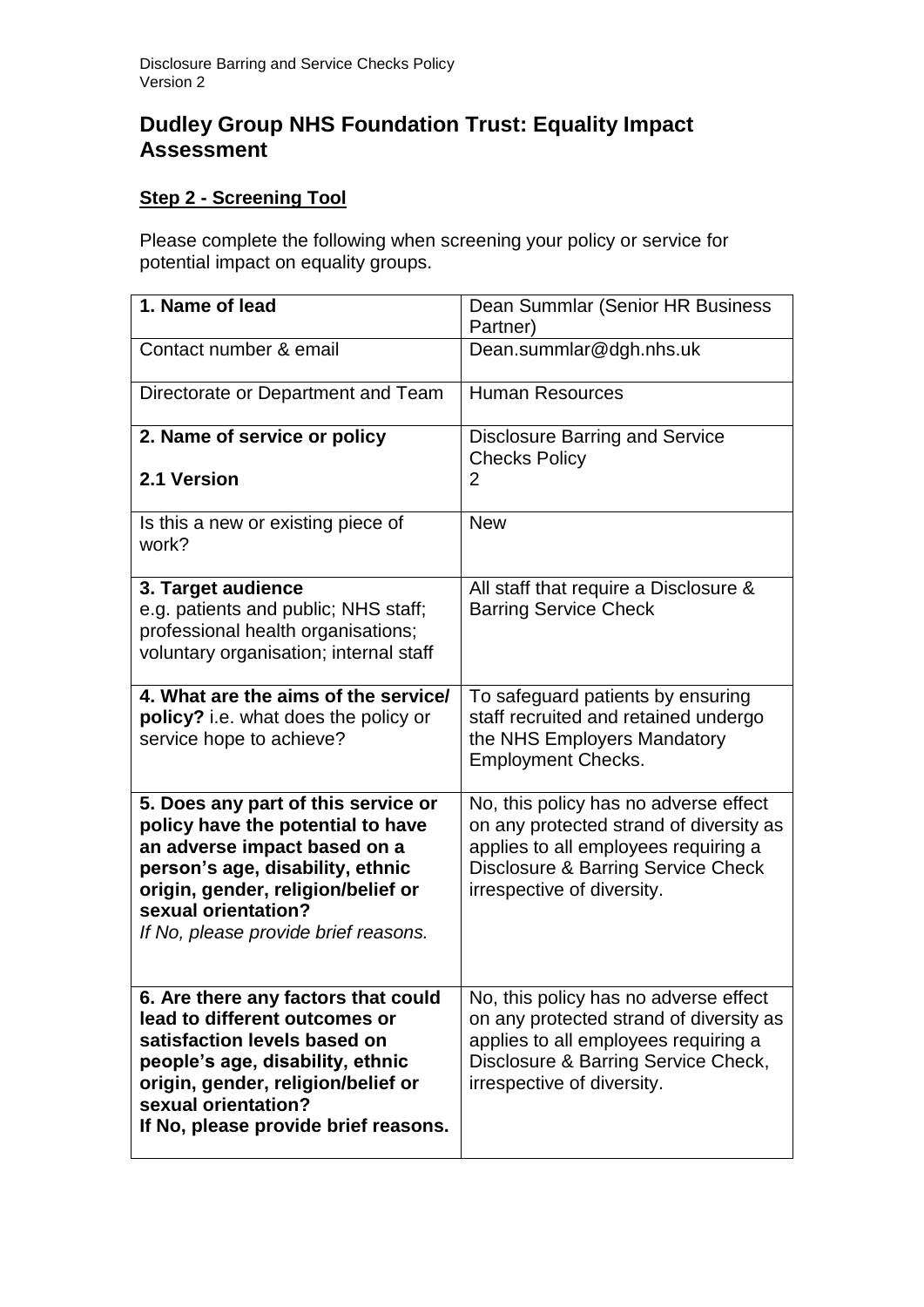# Dudley Group NHS Foundation Trust: Equality Impact Assessment

## Step 2 - Screening Tool

Please complete the following when screening your policy or service for potential impact on equality groups.

| | |
|---|---|
| **1. Name of lead** | Dean Summlar (Senior HR Business Partner) |
| Contact number & email | Dean.summlar@dgh.nhs.uk |
| Directorate or Department and Team | Human Resources |
| **2. Name of service or policy**<br><br>**2.1 Version** | Disclosure Barring and Service Checks Policy<br>2 |
| Is this a new or existing piece of work? | New |
| **3. Target audience**<br>e.g. patients and public; NHS staff; professional health organisations; voluntary organisation; internal staff | All staff that require a Disclosure & Barring Service Check |
| **4. What are the aims of the service/ policy?** i.e. what does the policy or service hope to achieve? | To safeguard patients by ensuring staff recruited and retained undergo the NHS Employers Mandatory Employment Checks. |
| **5. Does any part of this service or policy have the potential to have an adverse impact based on a person's age, disability, ethnic origin, gender, religion/belief or sexual orientation?**<br>*If No, please provide brief reasons.* | No, this policy has no adverse effect on any protected strand of diversity as applies to all employees requiring a Disclosure & Barring Service Check irrespective of diversity. |
| **6. Are there any factors that could lead to different outcomes or satisfaction levels based on people's age, disability, ethnic origin, gender, religion/belief or sexual orientation?**<br>**If No, please provide brief reasons.** | No, this policy has no adverse effect on any protected strand of diversity as applies to all employees requiring a Disclosure & Barring Service Check, irrespective of diversity. |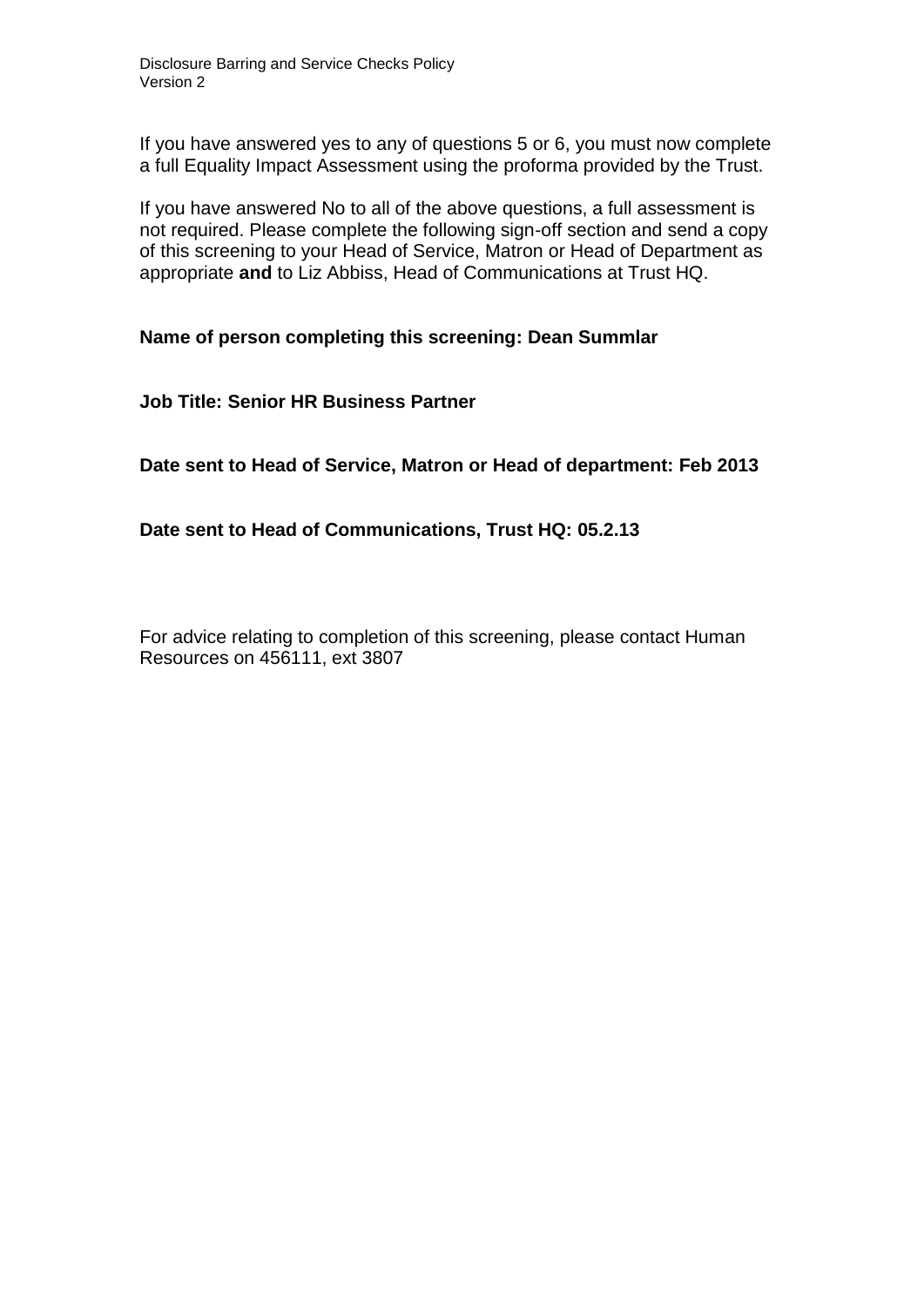If you have answered yes to any of questions 5 or 6, you must now complete a full Equality Impact Assessment using the proforma provided by the Trust.

If you have answered No to all of the above questions, a full assessment is not required. Please complete the following sign-off section and send a copy of this screening to your Head of Service, Matron or Head of Department as appropriate **and** to Liz Abbiss, Head of Communications at Trust HQ.

**Name of person completing this screening: Dean Summlar**

**Job Title: Senior HR Business Partner**

**Date sent to Head of Service, Matron or Head of department: Feb 2013**

**Date sent to Head of Communications, Trust HQ: 05.2.13**

For advice relating to completion of this screening, please contact Human Resources on 456111, ext 3807